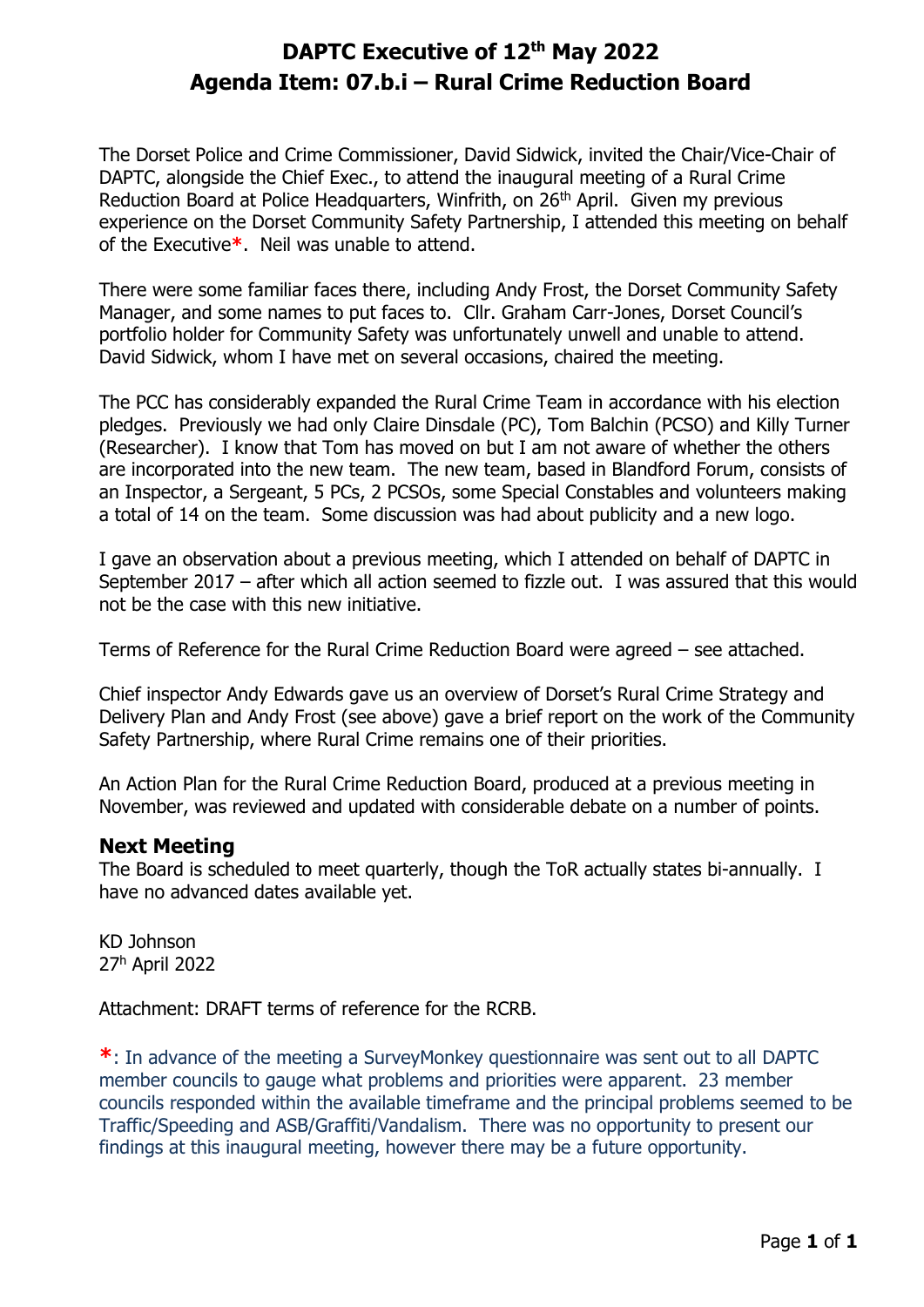# DAPTC Executive of 12th May 2022
# Agenda Item: 07.b.i – Rural Crime Reduction Board

The Dorset Police and Crime Commissioner, David Sidwick, invited the Chair/Vice-Chair of DAPTC, alongside the Chief Exec., to attend the inaugural meeting of a Rural Crime Reduction Board at Police Headquarters, Winfrith, on 26th April. Given my previous experience on the Dorset Community Safety Partnership, I attended this meeting on behalf of the Executive*. Neil was unable to attend.

There were some familiar faces there, including Andy Frost, the Dorset Community Safety Manager, and some names to put faces to. Cllr. Graham Carr-Jones, Dorset Council's portfolio holder for Community Safety was unfortunately unwell and unable to attend. David Sidwick, whom I have met on several occasions, chaired the meeting.

The PCC has considerably expanded the Rural Crime Team in accordance with his election pledges. Previously we had only Claire Dinsdale (PC), Tom Balchin (PCSO) and Killy Turner (Researcher). I know that Tom has moved on but I am not aware of whether the others are incorporated into the new team. The new team, based in Blandford Forum, consists of an Inspector, a Sergeant, 5 PCs, 2 PCSOs, some Special Constables and volunteers making a total of 14 on the team. Some discussion was had about publicity and a new logo.

I gave an observation about a previous meeting, which I attended on behalf of DAPTC in September 2017 – after which all action seemed to fizzle out. I was assured that this would not be the case with this new initiative.

Terms of Reference for the Rural Crime Reduction Board were agreed – see attached.

Chief inspector Andy Edwards gave us an overview of Dorset's Rural Crime Strategy and Delivery Plan and Andy Frost (see above) gave a brief report on the work of the Community Safety Partnership, where Rural Crime remains one of their priorities.

An Action Plan for the Rural Crime Reduction Board, produced at a previous meeting in November, was reviewed and updated with considerable debate on a number of points.

### Next Meeting

The Board is scheduled to meet quarterly, though the ToR actually states bi-annually. I have no advanced dates available yet.

KD Johnson
27h April 2022

Attachment: DRAFT terms of reference for the RCRB.

*: In advance of the meeting a SurveyMonkey questionnaire was sent out to all DAPTC member councils to gauge what problems and priorities were apparent. 23 member councils responded within the available timeframe and the principal problems seemed to be Traffic/Speeding and ASB/Graffiti/Vandalism. There was no opportunity to present our findings at this inaugural meeting, however there may be a future opportunity.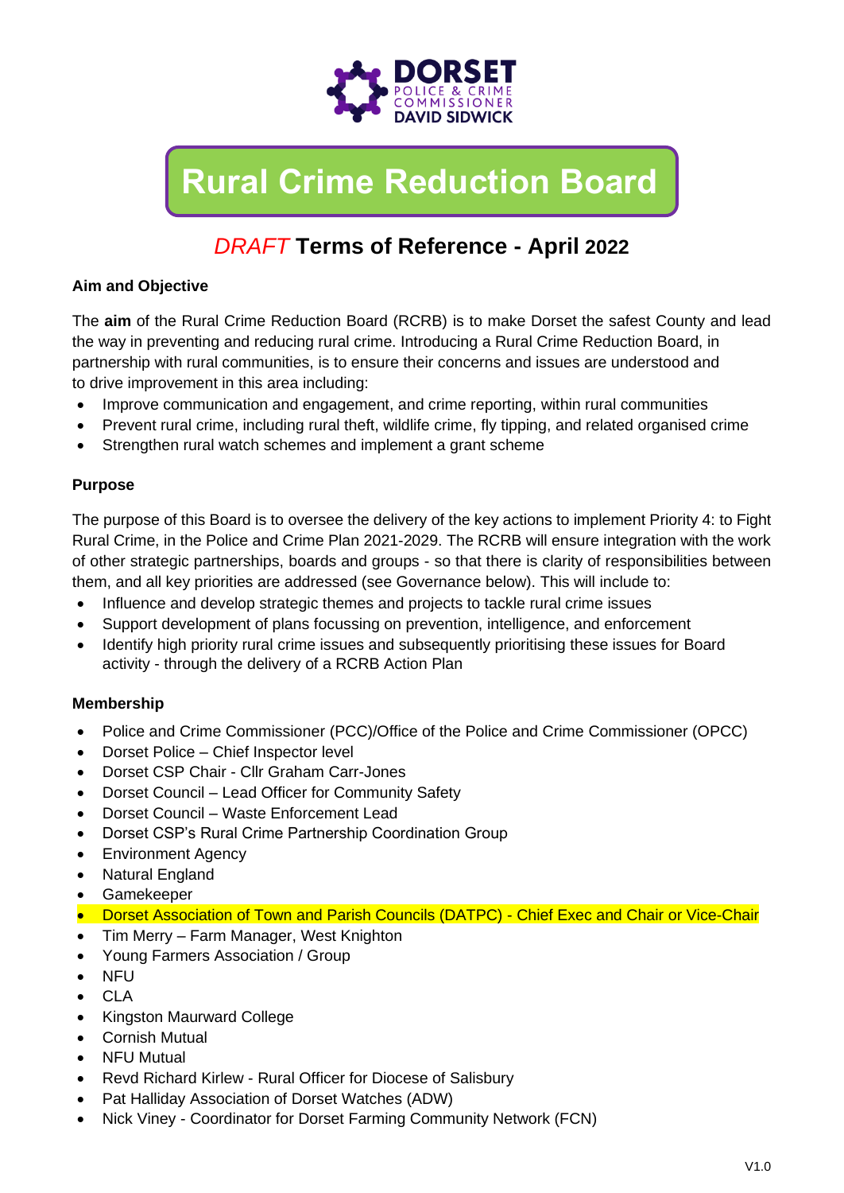# Rural Crime Reduction Board

## *DRAFT* Terms of Reference - April 2022

**Aim and Objective**

The **aim** of the Rural Crime Reduction Board (RCRB) is to make Dorset the safest County and lead the way in preventing and reducing rural crime. Introducing a Rural Crime Reduction Board, in partnership with rural communities, is to ensure their concerns and issues are understood and to drive improvement in this area including:

- Improve communication and engagement, and crime reporting, within rural communities
- Prevent rural crime, including rural theft, wildlife crime, fly tipping, and related organised crime
- Strengthen rural watch schemes and implement a grant scheme

**Purpose**

The purpose of this Board is to oversee the delivery of the key actions to implement Priority 4: to Fight Rural Crime, in the Police and Crime Plan 2021-2029. The RCRB will ensure integration with the work of other strategic partnerships, boards and groups - so that there is clarity of responsibilities between them, and all key priorities are addressed (see Governance below). This will include to:

- Influence and develop strategic themes and projects to tackle rural crime issues
- Support development of plans focussing on prevention, intelligence, and enforcement
- Identify high priority rural crime issues and subsequently prioritising these issues for Board activity - through the delivery of a RCRB Action Plan

**Membership**

- Police and Crime Commissioner (PCC)/Office of the Police and Crime Commissioner (OPCC)
- Dorset Police – Chief Inspector level
- Dorset CSP Chair - Cllr Graham Carr-Jones
- Dorset Council – Lead Officer for Community Safety
- Dorset Council – Waste Enforcement Lead
- Dorset CSP's Rural Crime Partnership Coordination Group
- Environment Agency
- Natural England
- Gamekeeper
- Dorset Association of Town and Parish Councils (DATPC) - Chief Exec and Chair or Vice-Chair
- Tim Merry – Farm Manager, West Knighton
- Young Farmers Association / Group
- NFU
- CLA
- Kingston Maurward College
- Cornish Mutual
- NFU Mutual
- Revd Richard Kirlew - Rural Officer for Diocese of Salisbury
- Pat Halliday Association of Dorset Watches (ADW)
- Nick Viney - Coordinator for Dorset Farming Community Network (FCN)

V1.0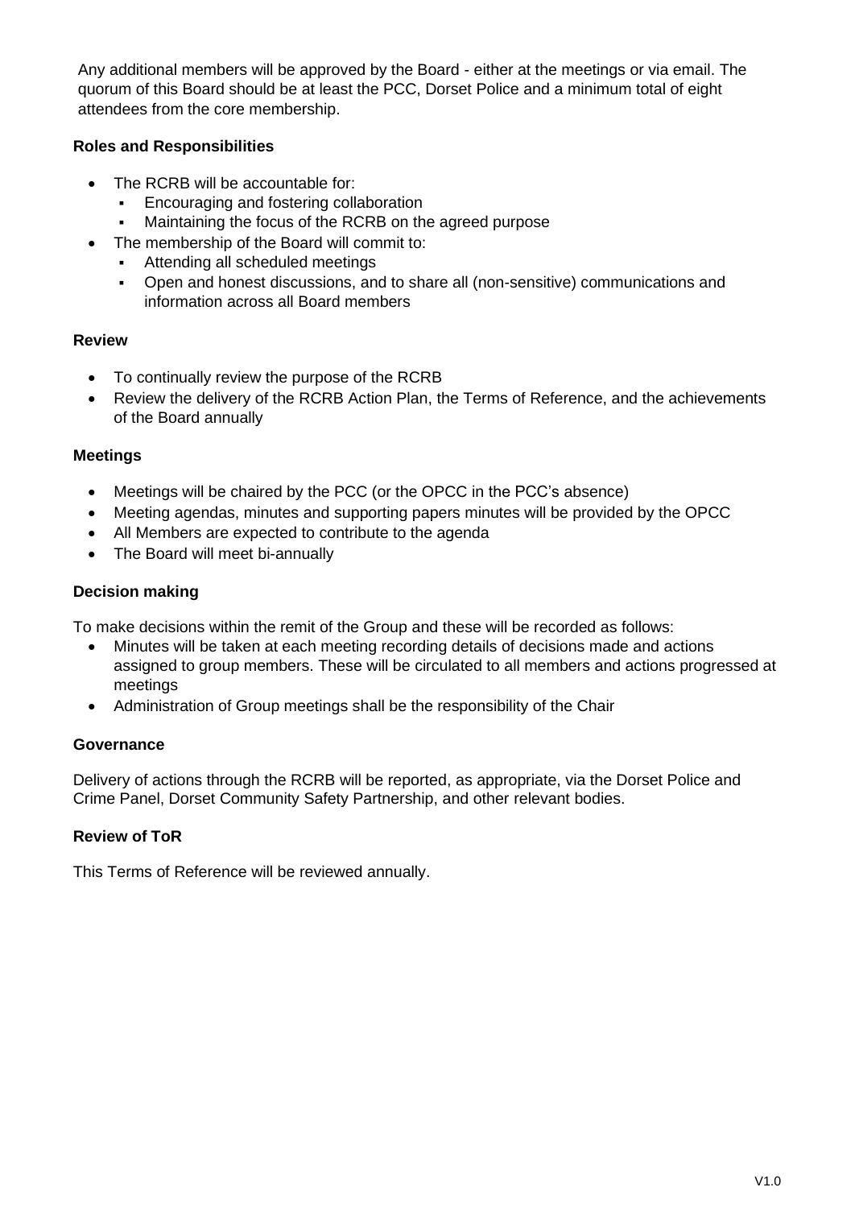Any additional members will be approved by the Board - either at the meetings or via email. The quorum of this Board should be at least the PCC, Dorset Police and a minimum total of eight attendees from the core membership.

**Roles and Responsibilities**

- The RCRB will be accountable for:
  - Encouraging and fostering collaboration
  - Maintaining the focus of the RCRB on the agreed purpose
- The membership of the Board will commit to:
  - Attending all scheduled meetings
  - Open and honest discussions, and to share all (non-sensitive) communications and information across all Board members

**Review**

- To continually review the purpose of the RCRB
- Review the delivery of the RCRB Action Plan, the Terms of Reference, and the achievements of the Board annually

**Meetings**

- Meetings will be chaired by the PCC (or the OPCC in the PCC's absence)
- Meeting agendas, minutes and supporting papers minutes will be provided by the OPCC
- All Members are expected to contribute to the agenda
- The Board will meet bi-annually

**Decision making**

To make decisions within the remit of the Group and these will be recorded as follows:

- Minutes will be taken at each meeting recording details of decisions made and actions assigned to group members. These will be circulated to all members and actions progressed at meetings
- Administration of Group meetings shall be the responsibility of the Chair

**Governance**

Delivery of actions through the RCRB will be reported, as appropriate, via the Dorset Police and Crime Panel, Dorset Community Safety Partnership, and other relevant bodies.

**Review of ToR**

This Terms of Reference will be reviewed annually.

V1.0